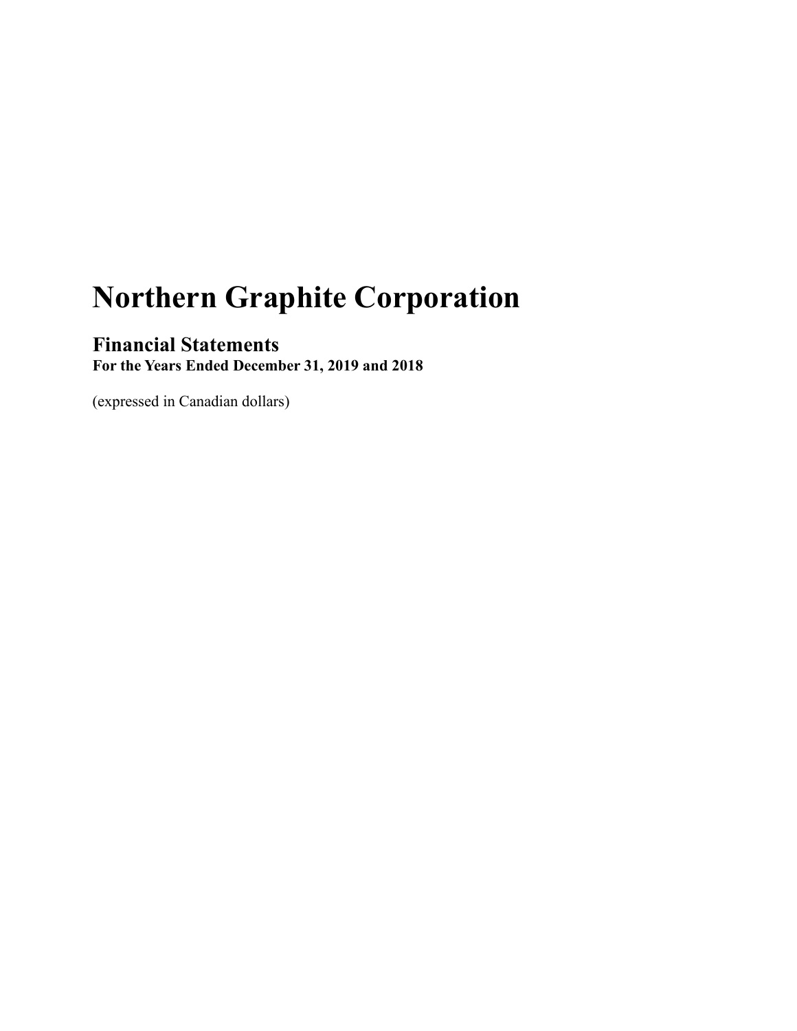# Northern Graphite Corporation

## Financial Statements
**For the Years Ended December 31, 2019 and 2018**

(expressed in Canadian dollars)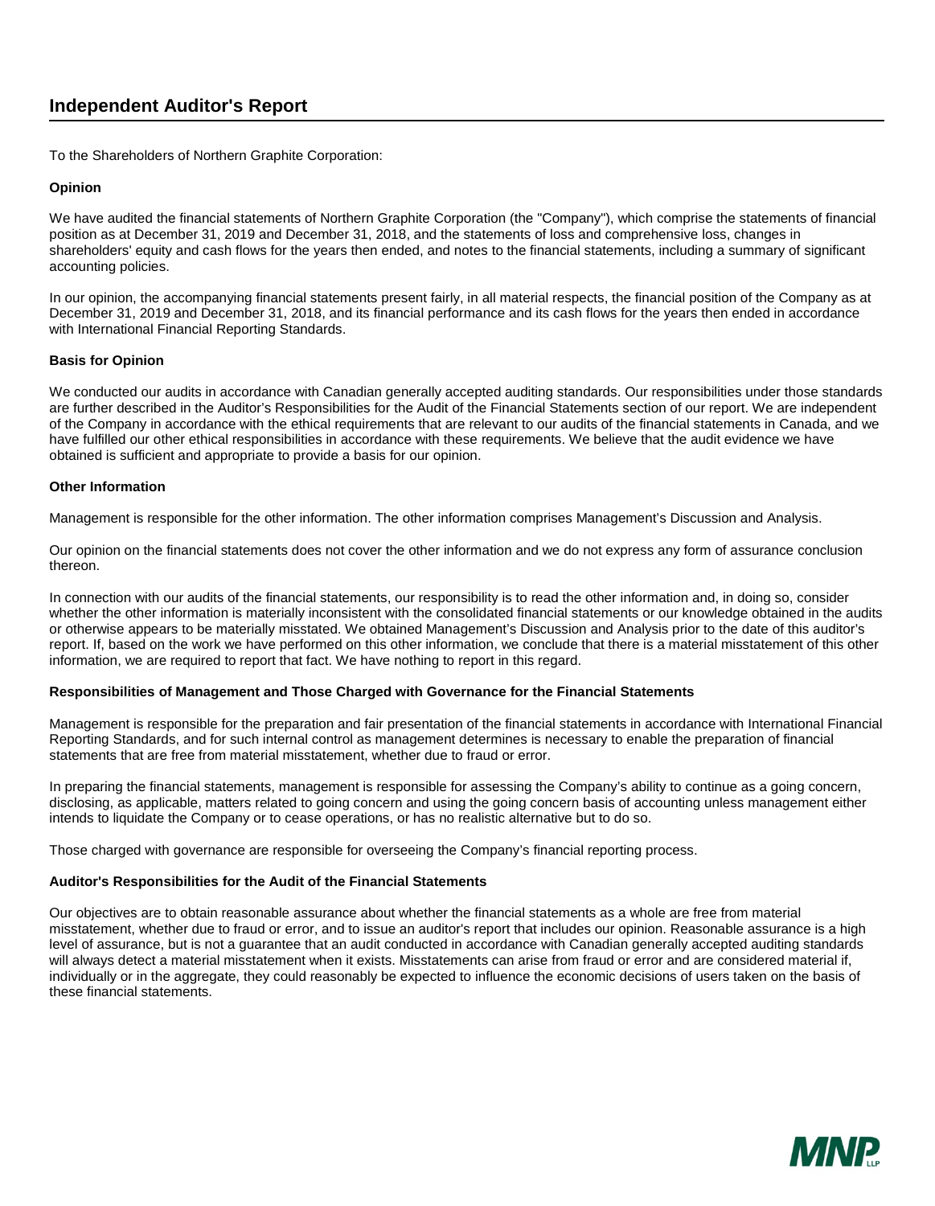# Independent Auditor's Report

To the Shareholders of Northern Graphite Corporation:

**Opinion**

We have audited the financial statements of Northern Graphite Corporation (the "Company"), which comprise the statements of financial position as at December 31, 2019 and December 31, 2018, and the statements of loss and comprehensive loss, changes in shareholders' equity and cash flows for the years then ended, and notes to the financial statements, including a summary of significant accounting policies.

In our opinion, the accompanying financial statements present fairly, in all material respects, the financial position of the Company as at December 31, 2019 and December 31, 2018, and its financial performance and its cash flows for the years then ended in accordance with International Financial Reporting Standards.

**Basis for Opinion**

We conducted our audits in accordance with Canadian generally accepted auditing standards. Our responsibilities under those standards are further described in the Auditor's Responsibilities for the Audit of the Financial Statements section of our report. We are independent of the Company in accordance with the ethical requirements that are relevant to our audits of the financial statements in Canada, and we have fulfilled our other ethical responsibilities in accordance with these requirements. We believe that the audit evidence we have obtained is sufficient and appropriate to provide a basis for our opinion.

**Other Information**

Management is responsible for the other information. The other information comprises Management's Discussion and Analysis.

Our opinion on the financial statements does not cover the other information and we do not express any form of assurance conclusion thereon.

In connection with our audits of the financial statements, our responsibility is to read the other information and, in doing so, consider whether the other information is materially inconsistent with the consolidated financial statements or our knowledge obtained in the audits or otherwise appears to be materially misstated. We obtained Management's Discussion and Analysis prior to the date of this auditor's report. If, based on the work we have performed on this other information, we conclude that there is a material misstatement of this other information, we are required to report that fact. We have nothing to report in this regard.

**Responsibilities of Management and Those Charged with Governance for the Financial Statements**

Management is responsible for the preparation and fair presentation of the financial statements in accordance with International Financial Reporting Standards, and for such internal control as management determines is necessary to enable the preparation of financial statements that are free from material misstatement, whether due to fraud or error.

In preparing the financial statements, management is responsible for assessing the Company's ability to continue as a going concern, disclosing, as applicable, matters related to going concern and using the going concern basis of accounting unless management either intends to liquidate the Company or to cease operations, or has no realistic alternative but to do so.

Those charged with governance are responsible for overseeing the Company's financial reporting process.

**Auditor's Responsibilities for the Audit of the Financial Statements**

Our objectives are to obtain reasonable assurance about whether the financial statements as a whole are free from material misstatement, whether due to fraud or error, and to issue an auditor's report that includes our opinion. Reasonable assurance is a high level of assurance, but is not a guarantee that an audit conducted in accordance with Canadian generally accepted auditing standards will always detect a material misstatement when it exists. Misstatements can arise from fraud or error and are considered material if, individually or in the aggregate, they could reasonably be expected to influence the economic decisions of users taken on the basis of these financial statements.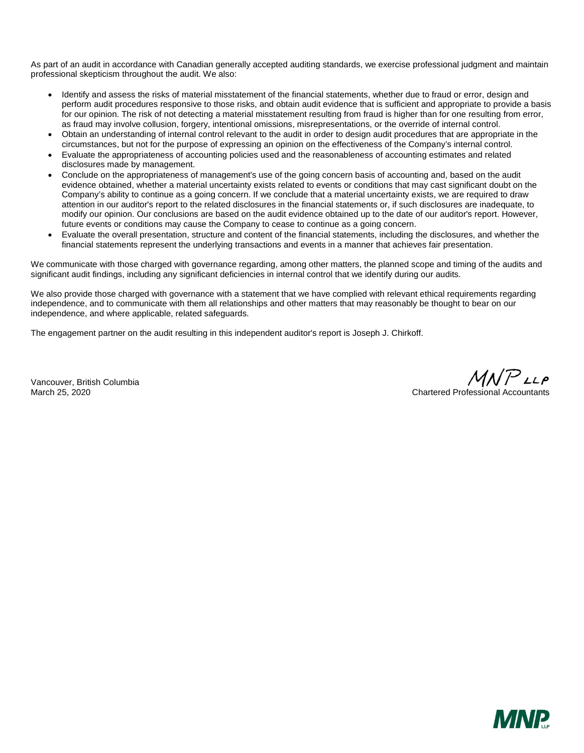As part of an audit in accordance with Canadian generally accepted auditing standards, we exercise professional judgment and maintain professional skepticism throughout the audit. We also:

- Identify and assess the risks of material misstatement of the financial statements, whether due to fraud or error, design and perform audit procedures responsive to those risks, and obtain audit evidence that is sufficient and appropriate to provide a basis for our opinion. The risk of not detecting a material misstatement resulting from fraud is higher than for one resulting from error, as fraud may involve collusion, forgery, intentional omissions, misrepresentations, or the override of internal control.
- Obtain an understanding of internal control relevant to the audit in order to design audit procedures that are appropriate in the circumstances, but not for the purpose of expressing an opinion on the effectiveness of the Company's internal control.
- Evaluate the appropriateness of accounting policies used and the reasonableness of accounting estimates and related disclosures made by management.
- Conclude on the appropriateness of management's use of the going concern basis of accounting and, based on the audit evidence obtained, whether a material uncertainty exists related to events or conditions that may cast significant doubt on the Company's ability to continue as a going concern. If we conclude that a material uncertainty exists, we are required to draw attention in our auditor's report to the related disclosures in the financial statements or, if such disclosures are inadequate, to modify our opinion. Our conclusions are based on the audit evidence obtained up to the date of our auditor's report. However, future events or conditions may cause the Company to cease to continue as a going concern.
- Evaluate the overall presentation, structure and content of the financial statements, including the disclosures, and whether the financial statements represent the underlying transactions and events in a manner that achieves fair presentation.

We communicate with those charged with governance regarding, among other matters, the planned scope and timing of the audits and significant audit findings, including any significant deficiencies in internal control that we identify during our audits.

We also provide those charged with governance with a statement that we have complied with relevant ethical requirements regarding independence, and to communicate with them all relationships and other matters that may reasonably be thought to bear on our independence, and where applicable, related safeguards.

The engagement partner on the audit resulting in this independent auditor's report is Joseph J. Chirkoff.

Vancouver, British Columbia
March 25, 2020

MNP LLP
Chartered Professional Accountants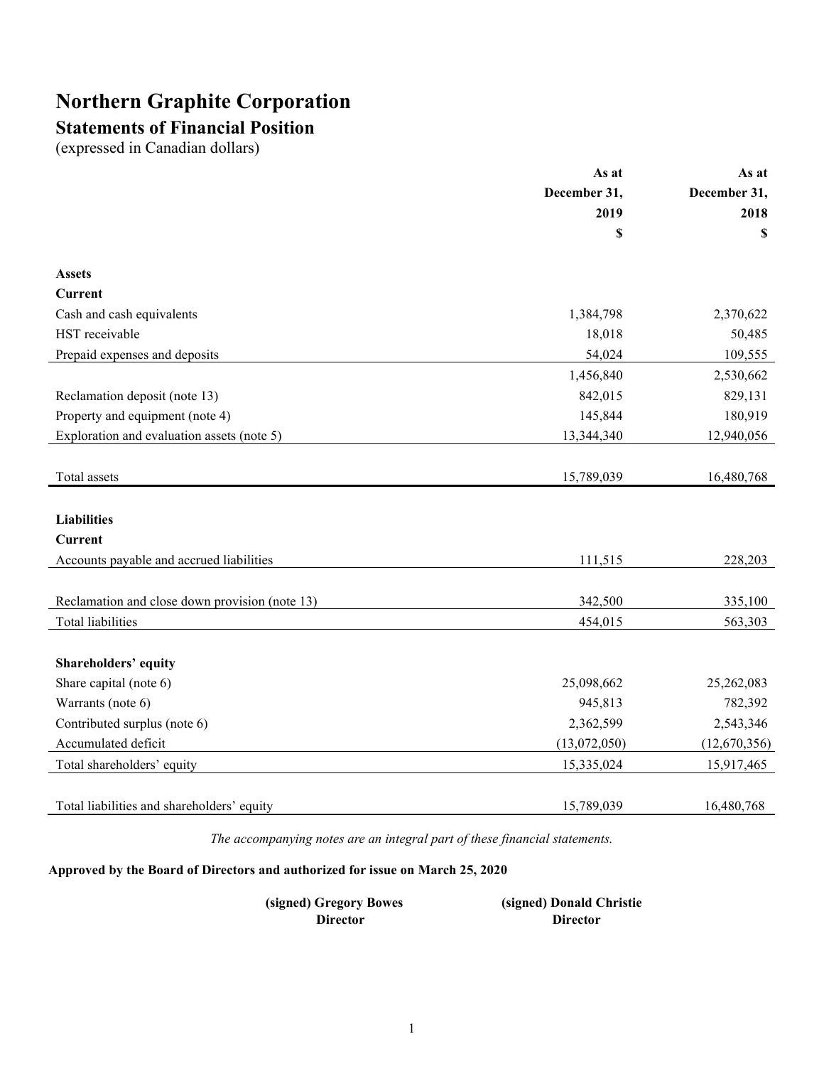# Northern Graphite Corporation

## Statements of Financial Position

(expressed in Canadian dollars)

| | As at December 31, 2019 $ | As at December 31, 2018 $ |
|---|---|---|
| **Assets** | | |
| **Current** | | |
| Cash and cash equivalents | 1,384,798 | 2,370,622 |
| HST receivable | 18,018 | 50,485 |
| Prepaid expenses and deposits | 54,024 | 109,555 |
| | 1,456,840 | 2,530,662 |
| Reclamation deposit (note 13) | 842,015 | 829,131 |
| Property and equipment (note 4) | 145,844 | 180,919 |
| Exploration and evaluation assets (note 5) | 13,344,340 | 12,940,056 |
| Total assets | 15,789,039 | 16,480,768 |
| **Liabilities** | | |
| **Current** | | |
| Accounts payable and accrued liabilities | 111,515 | 228,203 |
| Reclamation and close down provision (note 13) | 342,500 | 335,100 |
| Total liabilities | 454,015 | 563,303 |
| **Shareholders' equity** | | |
| Share capital (note 6) | 25,098,662 | 25,262,083 |
| Warrants (note 6) | 945,813 | 782,392 |
| Contributed surplus (note 6) | 2,362,599 | 2,543,346 |
| Accumulated deficit | (13,072,050) | (12,670,356) |
| Total shareholders' equity | 15,335,024 | 15,917,465 |
| Total liabilities and shareholders' equity | 15,789,039 | 16,480,768 |

*The accompanying notes are an integral part of these financial statements.*

**Approved by the Board of Directors and authorized for issue on March 25, 2020**

**(signed) Gregory Bowes**
**Director**

**(signed) Donald Christie**
**Director**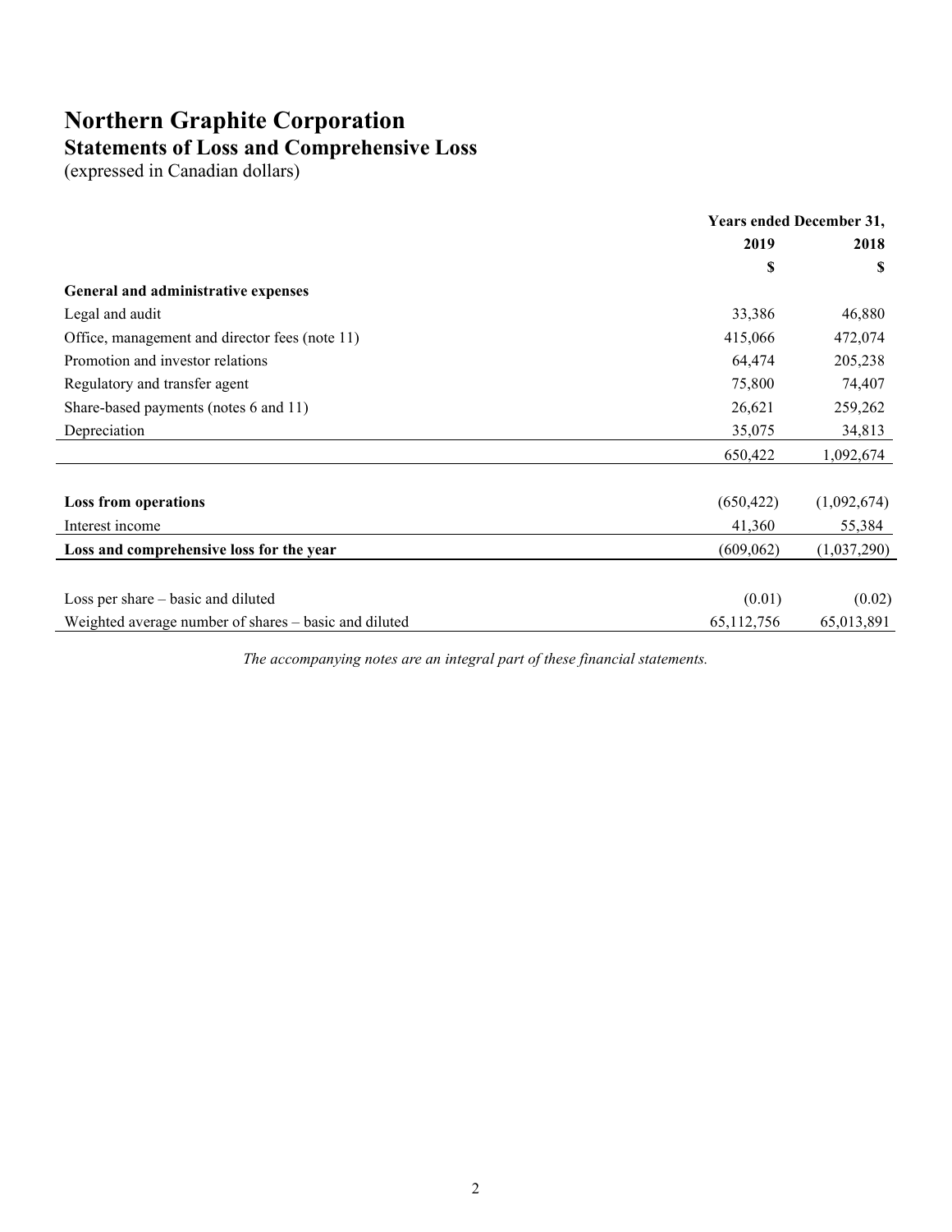# Northern Graphite Corporation

## Statements of Loss and Comprehensive Loss

(expressed in Canadian dollars)

| | Years ended December 31, | |
|---|---|---|
| | 2019 | 2018 |
| | $ | $ |
| **General and administrative expenses** | | |
| Legal and audit | 33,386 | 46,880 |
| Office, management and director fees (note 11) | 415,066 | 472,074 |
| Promotion and investor relations | 64,474 | 205,238 |
| Regulatory and transfer agent | 75,800 | 74,407 |
| Share-based payments (notes 6 and 11) | 26,621 | 259,262 |
| Depreciation | 35,075 | 34,813 |
| | 650,422 | 1,092,674 |
| **Loss from operations** | (650,422) | (1,092,674) |
| Interest income | 41,360 | 55,384 |
| **Loss and comprehensive loss for the year** | (609,062) | (1,037,290) |
| Loss per share – basic and diluted | (0.01) | (0.02) |
| Weighted average number of shares – basic and diluted | 65,112,756 | 65,013,891 |

*The accompanying notes are an integral part of these financial statements.*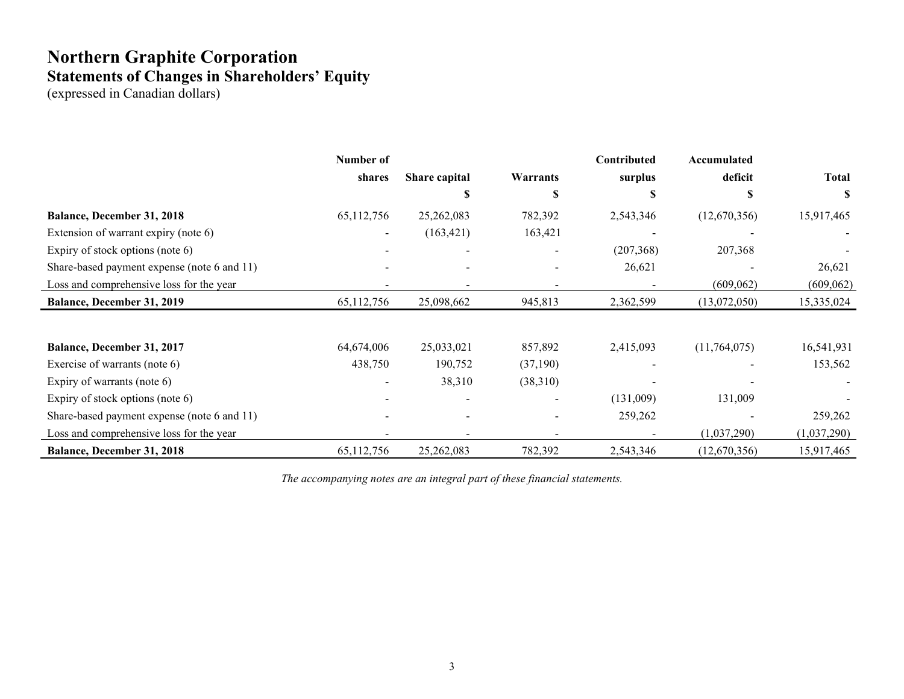# Northern Graphite Corporation

## Statements of Changes in Shareholders' Equity

(expressed in Canadian dollars)

| | Number of shares | Share capital $ | Warrants $ | Contributed surplus $ | Accumulated deficit $ | Total $ |
|---|---|---|---|---|---|---|
| **Balance, December 31, 2018** | 65,112,756 | 25,262,083 | 782,392 | 2,543,346 | (12,670,356) | 15,917,465 |
| Extension of warrant expiry (note 6) | - | (163,421) | 163,421 | - | - | - |
| Expiry of stock options (note 6) | - | - | - | (207,368) | 207,368 | - |
| Share-based payment expense (note 6 and 11) | - | - | - | 26,621 | - | 26,621 |
| Loss and comprehensive loss for the year | - | - | - | - | (609,062) | (609,062) |
| **Balance, December 31, 2019** | 65,112,756 | 25,098,662 | 945,813 | 2,362,599 | (13,072,050) | 15,335,024 |
| | | | | | | |
| **Balance, December 31, 2017** | 64,674,006 | 25,033,021 | 857,892 | 2,415,093 | (11,764,075) | 16,541,931 |
| Exercise of warrants (note 6) | 438,750 | 190,752 | (37,190) | - | - | 153,562 |
| Expiry of warrants (note 6) | - | 38,310 | (38,310) | - | - | - |
| Expiry of stock options (note 6) | - | - | - | (131,009) | 131,009 | - |
| Share-based payment expense (note 6 and 11) | - | - | - | 259,262 | - | 259,262 |
| Loss and comprehensive loss for the year | - | - | - | - | (1,037,290) | (1,037,290) |
| **Balance, December 31, 2018** | 65,112,756 | 25,262,083 | 782,392 | 2,543,346 | (12,670,356) | 15,917,465 |

*The accompanying notes are an integral part of these financial statements.*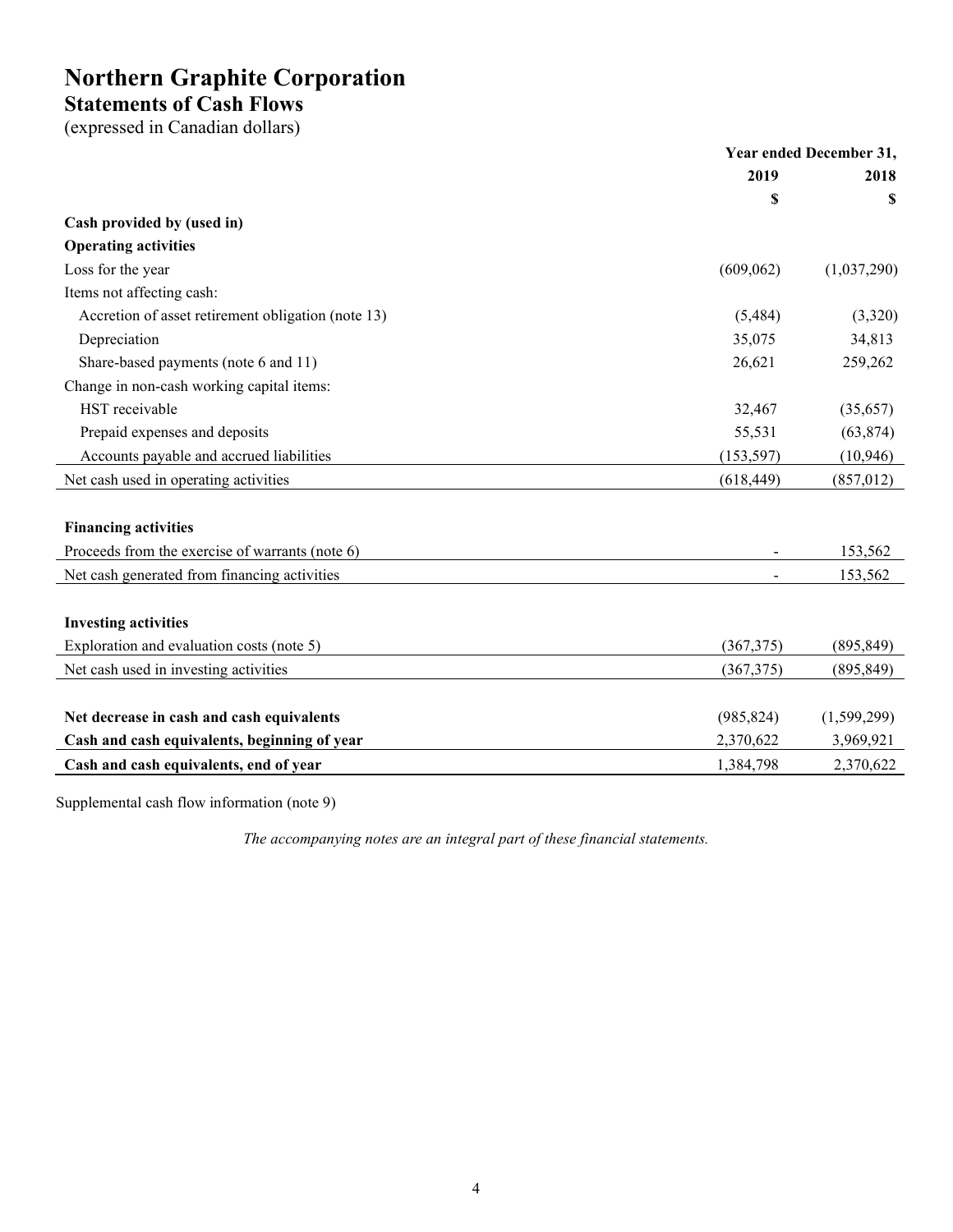# Northern Graphite Corporation

## Statements of Cash Flows

(expressed in Canadian dollars)

| | Year ended December 31, | |
|---|---|---|
| | 2019 | 2018 |
| | $ | $ |
| **Cash provided by (used in)** | | |
| **Operating activities** | | |
| Loss for the year | (609,062) | (1,037,290) |
| Items not affecting cash: | | |
| Accretion of asset retirement obligation (note 13) | (5,484) | (3,320) |
| Depreciation | 35,075 | 34,813 |
| Share-based payments (note 6 and 11) | 26,621 | 259,262 |
| Change in non-cash working capital items: | | |
| HST receivable | 32,467 | (35,657) |
| Prepaid expenses and deposits | 55,531 | (63,874) |
| Accounts payable and accrued liabilities | (153,597) | (10,946) |
| Net cash used in operating activities | (618,449) | (857,012) |
| | | |
| **Financing activities** | | |
| Proceeds from the exercise of warrants (note 6) | - | 153,562 |
| Net cash generated from financing activities | - | 153,562 |
| | | |
| **Investing activities** | | |
| Exploration and evaluation costs (note 5) | (367,375) | (895,849) |
| Net cash used in investing activities | (367,375) | (895,849) |
| | | |
| **Net decrease in cash and cash equivalents** | (985,824) | (1,599,299) |
| **Cash and cash equivalents, beginning of year** | 2,370,622 | 3,969,921 |
| **Cash and cash equivalents, end of year** | 1,384,798 | 2,370,622 |

Supplemental cash flow information (note 9)

*The accompanying notes are an integral part of these financial statements.*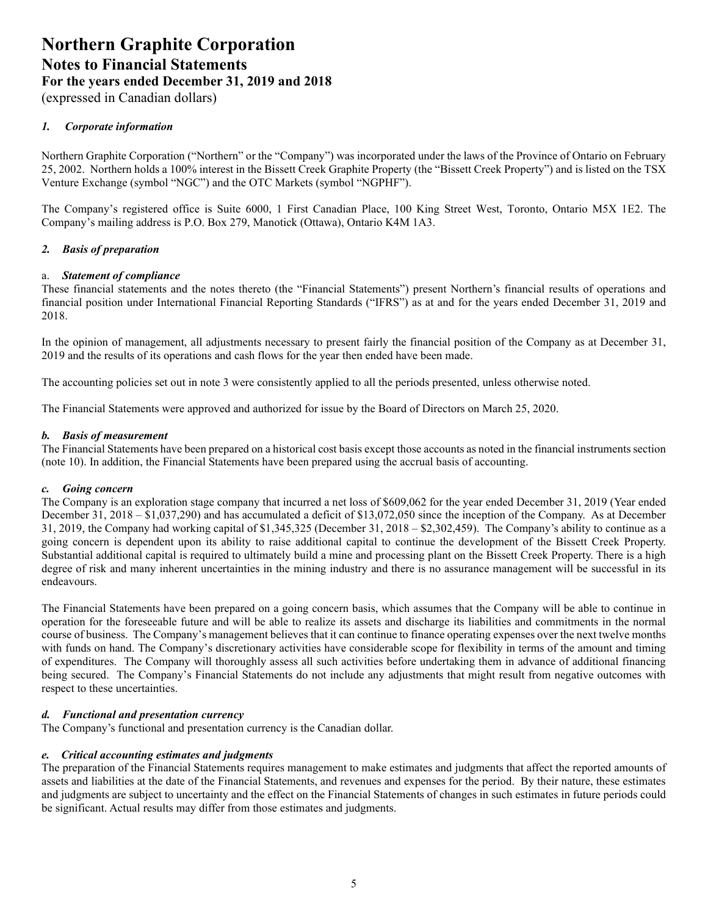# Northern Graphite Corporation

## Notes to Financial Statements

## For the years ended December 31, 2019 and 2018

(expressed in Canadian dollars)

### *1. Corporate information*

Northern Graphite Corporation ("Northern" or the "Company") was incorporated under the laws of the Province of Ontario on February 25, 2002. Northern holds a 100% interest in the Bissett Creek Graphite Property (the "Bissett Creek Property") and is listed on the TSX Venture Exchange (symbol "NGC") and the OTC Markets (symbol "NGPHF").

The Company's registered office is Suite 6000, 1 First Canadian Place, 100 King Street West, Toronto, Ontario M5X 1E2. The Company's mailing address is P.O. Box 279, Manotick (Ottawa), Ontario K4M 1A3.

### *2. Basis of preparation*

#### a. *Statement of compliance*

These financial statements and the notes thereto (the "Financial Statements") present Northern's financial results of operations and financial position under International Financial Reporting Standards ("IFRS") as at and for the years ended December 31, 2019 and 2018.

In the opinion of management, all adjustments necessary to present fairly the financial position of the Company as at December 31, 2019 and the results of its operations and cash flows for the year then ended have been made.

The accounting policies set out in note 3 were consistently applied to all the periods presented, unless otherwise noted.

The Financial Statements were approved and authorized for issue by the Board of Directors on March 25, 2020.

#### *b. Basis of measurement*

The Financial Statements have been prepared on a historical cost basis except those accounts as noted in the financial instruments section (note 10). In addition, the Financial Statements have been prepared using the accrual basis of accounting.

#### *c. Going concern*

The Company is an exploration stage company that incurred a net loss of $609,062 for the year ended December 31, 2019 (Year ended December 31, 2018 – $1,037,290) and has accumulated a deficit of $13,072,050 since the inception of the Company. As at December 31, 2019, the Company had working capital of $1,345,325 (December 31, 2018 – $2,302,459). The Company's ability to continue as a going concern is dependent upon its ability to raise additional capital to continue the development of the Bissett Creek Property. Substantial additional capital is required to ultimately build a mine and processing plant on the Bissett Creek Property. There is a high degree of risk and many inherent uncertainties in the mining industry and there is no assurance management will be successful in its endeavours.

The Financial Statements have been prepared on a going concern basis, which assumes that the Company will be able to continue in operation for the foreseeable future and will be able to realize its assets and discharge its liabilities and commitments in the normal course of business. The Company's management believes that it can continue to finance operating expenses over the next twelve months with funds on hand. The Company's discretionary activities have considerable scope for flexibility in terms of the amount and timing of expenditures. The Company will thoroughly assess all such activities before undertaking them in advance of additional financing being secured. The Company's Financial Statements do not include any adjustments that might result from negative outcomes with respect to these uncertainties.

#### *d. Functional and presentation currency*

The Company's functional and presentation currency is the Canadian dollar.

#### *e. Critical accounting estimates and judgments*

The preparation of the Financial Statements requires management to make estimates and judgments that affect the reported amounts of assets and liabilities at the date of the Financial Statements, and revenues and expenses for the period. By their nature, these estimates and judgments are subject to uncertainty and the effect on the Financial Statements of changes in such estimates in future periods could be significant. Actual results may differ from those estimates and judgments.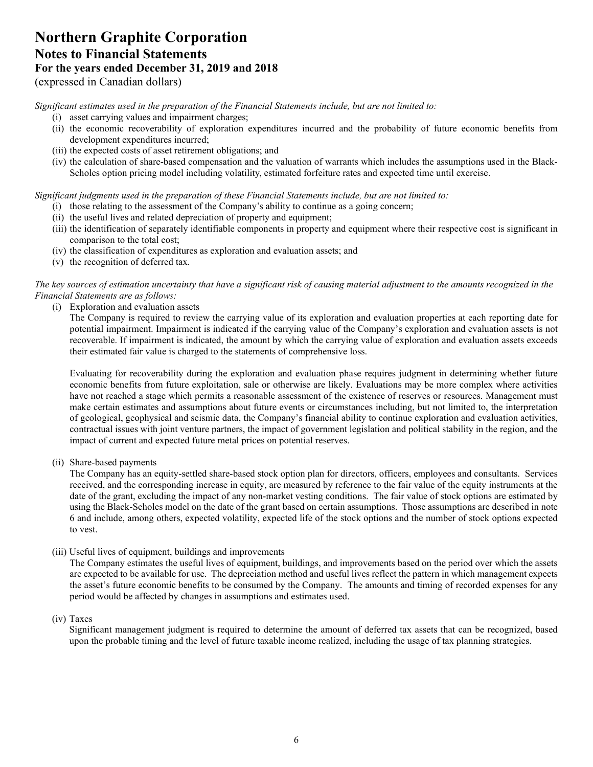*Significant estimates used in the preparation of the Financial Statements include, but are not limited to:*

- (i) asset carrying values and impairment charges;
- (ii) the economic recoverability of exploration expenditures incurred and the probability of future economic benefits from development expenditures incurred;
- (iii) the expected costs of asset retirement obligations; and
- (iv) the calculation of share-based compensation and the valuation of warrants which includes the assumptions used in the Black-Scholes option pricing model including volatility, estimated forfeiture rates and expected time until exercise.

*Significant judgments used in the preparation of these Financial Statements include, but are not limited to:*

- (i) those relating to the assessment of the Company's ability to continue as a going concern;
- (ii) the useful lives and related depreciation of property and equipment;
- (iii) the identification of separately identifiable components in property and equipment where their respective cost is significant in comparison to the total cost;
- (iv) the classification of expenditures as exploration and evaluation assets; and
- (v) the recognition of deferred tax.

*The key sources of estimation uncertainty that have a significant risk of causing material adjustment to the amounts recognized in the Financial Statements are as follows:*

(i) Exploration and evaluation assets

The Company is required to review the carrying value of its exploration and evaluation properties at each reporting date for potential impairment. Impairment is indicated if the carrying value of the Company's exploration and evaluation assets is not recoverable. If impairment is indicated, the amount by which the carrying value of exploration and evaluation assets exceeds their estimated fair value is charged to the statements of comprehensive loss.

Evaluating for recoverability during the exploration and evaluation phase requires judgment in determining whether future economic benefits from future exploitation, sale or otherwise are likely. Evaluations may be more complex where activities have not reached a stage which permits a reasonable assessment of the existence of reserves or resources. Management must make certain estimates and assumptions about future events or circumstances including, but not limited to, the interpretation of geological, geophysical and seismic data, the Company's financial ability to continue exploration and evaluation activities, contractual issues with joint venture partners, the impact of government legislation and political stability in the region, and the impact of current and expected future metal prices on potential reserves.

(ii) Share-based payments

The Company has an equity-settled share-based stock option plan for directors, officers, employees and consultants. Services received, and the corresponding increase in equity, are measured by reference to the fair value of the equity instruments at the date of the grant, excluding the impact of any non-market vesting conditions. The fair value of stock options are estimated by using the Black-Scholes model on the date of the grant based on certain assumptions. Those assumptions are described in note 6 and include, among others, expected volatility, expected life of the stock options and the number of stock options expected to vest.

(iii) Useful lives of equipment, buildings and improvements

The Company estimates the useful lives of equipment, buildings, and improvements based on the period over which the assets are expected to be available for use. The depreciation method and useful lives reflect the pattern in which management expects the asset's future economic benefits to be consumed by the Company. The amounts and timing of recorded expenses for any period would be affected by changes in assumptions and estimates used.

(iv) Taxes

Significant management judgment is required to determine the amount of deferred tax assets that can be recognized, based upon the probable timing and the level of future taxable income realized, including the usage of tax planning strategies.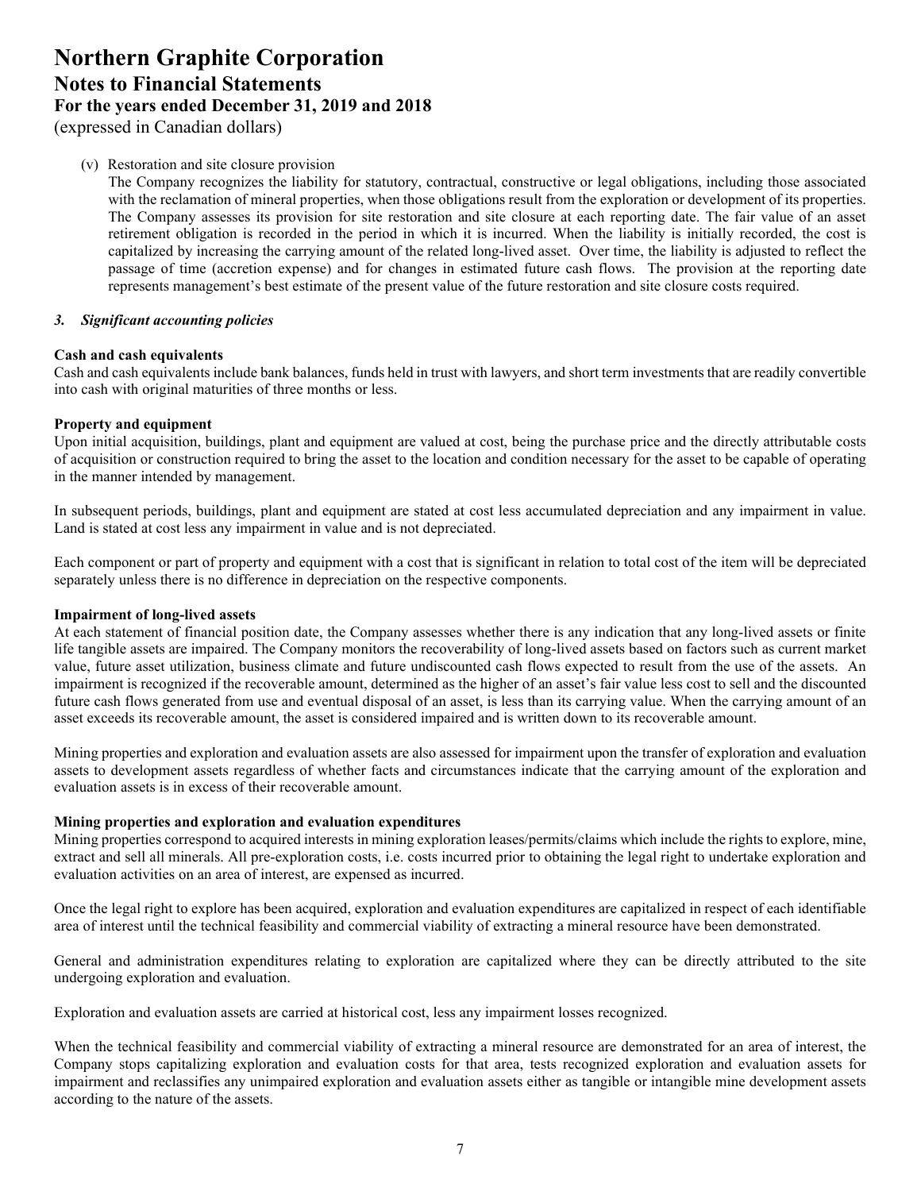(v) Restoration and site closure provision

The Company recognizes the liability for statutory, contractual, constructive or legal obligations, including those associated with the reclamation of mineral properties, when those obligations result from the exploration or development of its properties. The Company assesses its provision for site restoration and site closure at each reporting date. The fair value of an asset retirement obligation is recorded in the period in which it is incurred. When the liability is initially recorded, the cost is capitalized by increasing the carrying amount of the related long-lived asset. Over time, the liability is adjusted to reflect the passage of time (accretion expense) and for changes in estimated future cash flows. The provision at the reporting date represents management's best estimate of the present value of the future restoration and site closure costs required.

### *3. Significant accounting policies*

**Cash and cash equivalents**

Cash and cash equivalents include bank balances, funds held in trust with lawyers, and short term investments that are readily convertible into cash with original maturities of three months or less.

**Property and equipment**

Upon initial acquisition, buildings, plant and equipment are valued at cost, being the purchase price and the directly attributable costs of acquisition or construction required to bring the asset to the location and condition necessary for the asset to be capable of operating in the manner intended by management.

In subsequent periods, buildings, plant and equipment are stated at cost less accumulated depreciation and any impairment in value. Land is stated at cost less any impairment in value and is not depreciated.

Each component or part of property and equipment with a cost that is significant in relation to total cost of the item will be depreciated separately unless there is no difference in depreciation on the respective components.

**Impairment of long-lived assets**

At each statement of financial position date, the Company assesses whether there is any indication that any long-lived assets or finite life tangible assets are impaired. The Company monitors the recoverability of long-lived assets based on factors such as current market value, future asset utilization, business climate and future undiscounted cash flows expected to result from the use of the assets. An impairment is recognized if the recoverable amount, determined as the higher of an asset's fair value less cost to sell and the discounted future cash flows generated from use and eventual disposal of an asset, is less than its carrying value. When the carrying amount of an asset exceeds its recoverable amount, the asset is considered impaired and is written down to its recoverable amount.

Mining properties and exploration and evaluation assets are also assessed for impairment upon the transfer of exploration and evaluation assets to development assets regardless of whether facts and circumstances indicate that the carrying amount of the exploration and evaluation assets is in excess of their recoverable amount.

**Mining properties and exploration and evaluation expenditures**

Mining properties correspond to acquired interests in mining exploration leases/permits/claims which include the rights to explore, mine, extract and sell all minerals. All pre-exploration costs, i.e. costs incurred prior to obtaining the legal right to undertake exploration and evaluation activities on an area of interest, are expensed as incurred.

Once the legal right to explore has been acquired, exploration and evaluation expenditures are capitalized in respect of each identifiable area of interest until the technical feasibility and commercial viability of extracting a mineral resource have been demonstrated.

General and administration expenditures relating to exploration are capitalized where they can be directly attributed to the site undergoing exploration and evaluation.

Exploration and evaluation assets are carried at historical cost, less any impairment losses recognized.

When the technical feasibility and commercial viability of extracting a mineral resource are demonstrated for an area of interest, the Company stops capitalizing exploration and evaluation costs for that area, tests recognized exploration and evaluation assets for impairment and reclassifies any unimpaired exploration and evaluation assets either as tangible or intangible mine development assets according to the nature of the assets.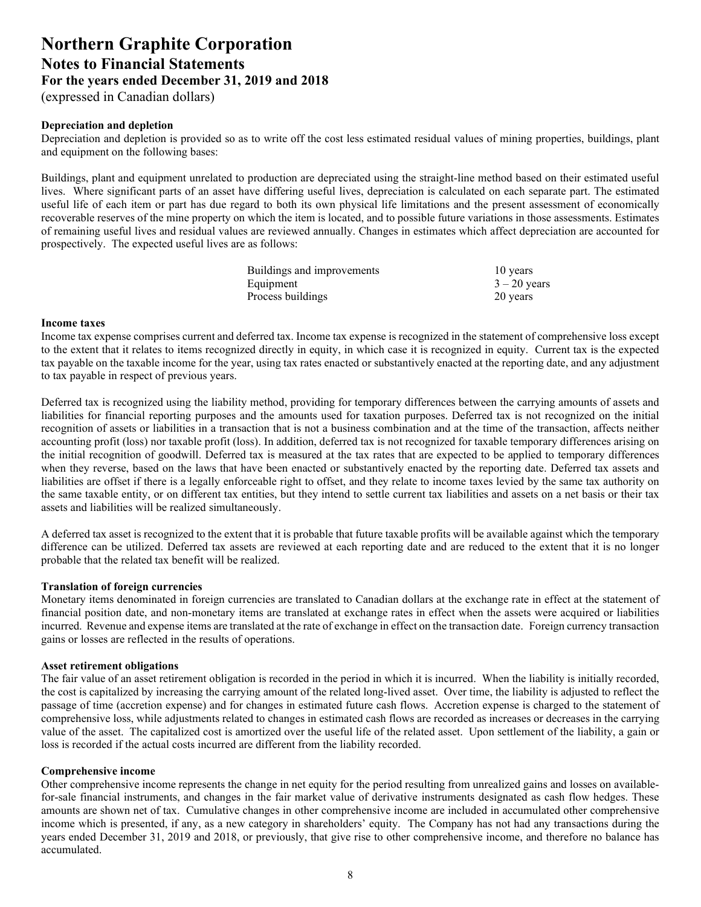**Depreciation and depletion**

Depreciation and depletion is provided so as to write off the cost less estimated residual values of mining properties, buildings, plant and equipment on the following bases:

Buildings, plant and equipment unrelated to production are depreciated using the straight-line method based on their estimated useful lives. Where significant parts of an asset have differing useful lives, depreciation is calculated on each separate part. The estimated useful life of each item or part has due regard to both its own physical life limitations and the present assessment of economically recoverable reserves of the mine property on which the item is located, and to possible future variations in those assessments. Estimates of remaining useful lives and residual values are reviewed annually. Changes in estimates which affect depreciation are accounted for prospectively. The expected useful lives are as follows:

| | |
|---|---|
| Buildings and improvements | 10 years |
| Equipment | 3 – 20 years |
| Process buildings | 20 years |

**Income taxes**

Income tax expense comprises current and deferred tax. Income tax expense is recognized in the statement of comprehensive loss except to the extent that it relates to items recognized directly in equity, in which case it is recognized in equity. Current tax is the expected tax payable on the taxable income for the year, using tax rates enacted or substantively enacted at the reporting date, and any adjustment to tax payable in respect of previous years.

Deferred tax is recognized using the liability method, providing for temporary differences between the carrying amounts of assets and liabilities for financial reporting purposes and the amounts used for taxation purposes. Deferred tax is not recognized on the initial recognition of assets or liabilities in a transaction that is not a business combination and at the time of the transaction, affects neither accounting profit (loss) nor taxable profit (loss). In addition, deferred tax is not recognized for taxable temporary differences arising on the initial recognition of goodwill. Deferred tax is measured at the tax rates that are expected to be applied to temporary differences when they reverse, based on the laws that have been enacted or substantively enacted by the reporting date. Deferred tax assets and liabilities are offset if there is a legally enforceable right to offset, and they relate to income taxes levied by the same tax authority on the same taxable entity, or on different tax entities, but they intend to settle current tax liabilities and assets on a net basis or their tax assets and liabilities will be realized simultaneously.

A deferred tax asset is recognized to the extent that it is probable that future taxable profits will be available against which the temporary difference can be utilized. Deferred tax assets are reviewed at each reporting date and are reduced to the extent that it is no longer probable that the related tax benefit will be realized.

**Translation of foreign currencies**

Monetary items denominated in foreign currencies are translated to Canadian dollars at the exchange rate in effect at the statement of financial position date, and non-monetary items are translated at exchange rates in effect when the assets were acquired or liabilities incurred. Revenue and expense items are translated at the rate of exchange in effect on the transaction date. Foreign currency transaction gains or losses are reflected in the results of operations.

**Asset retirement obligations**

The fair value of an asset retirement obligation is recorded in the period in which it is incurred. When the liability is initially recorded, the cost is capitalized by increasing the carrying amount of the related long-lived asset. Over time, the liability is adjusted to reflect the passage of time (accretion expense) and for changes in estimated future cash flows. Accretion expense is charged to the statement of comprehensive loss, while adjustments related to changes in estimated cash flows are recorded as increases or decreases in the carrying value of the asset. The capitalized cost is amortized over the useful life of the related asset. Upon settlement of the liability, a gain or loss is recorded if the actual costs incurred are different from the liability recorded.

**Comprehensive income**

Other comprehensive income represents the change in net equity for the period resulting from unrealized gains and losses on available-for-sale financial instruments, and changes in the fair market value of derivative instruments designated as cash flow hedges. These amounts are shown net of tax. Cumulative changes in other comprehensive income are included in accumulated other comprehensive income which is presented, if any, as a new category in shareholders' equity. The Company has not had any transactions during the years ended December 31, 2019 and 2018, or previously, that give rise to other comprehensive income, and therefore no balance has accumulated.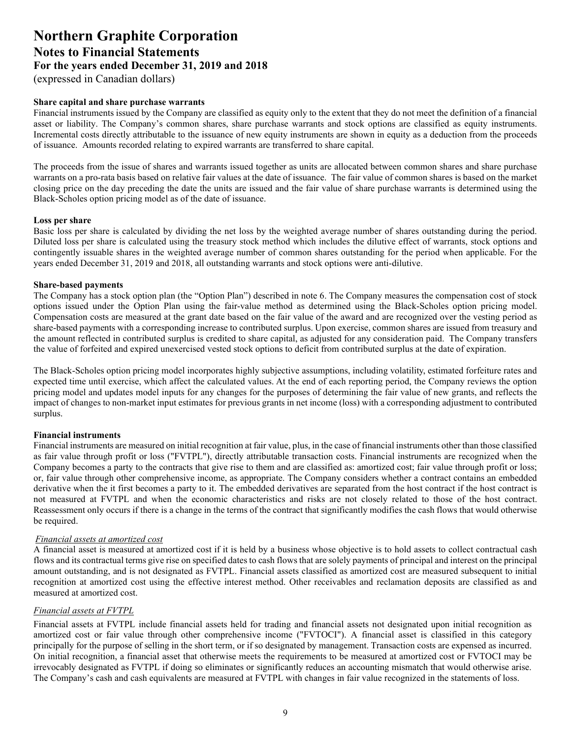**Share capital and share purchase warrants**

Financial instruments issued by the Company are classified as equity only to the extent that they do not meet the definition of a financial asset or liability. The Company's common shares, share purchase warrants and stock options are classified as equity instruments. Incremental costs directly attributable to the issuance of new equity instruments are shown in equity as a deduction from the proceeds of issuance. Amounts recorded relating to expired warrants are transferred to share capital.

The proceeds from the issue of shares and warrants issued together as units are allocated between common shares and share purchase warrants on a pro-rata basis based on relative fair values at the date of issuance. The fair value of common shares is based on the market closing price on the day preceding the date the units are issued and the fair value of share purchase warrants is determined using the Black-Scholes option pricing model as of the date of issuance.

**Loss per share**

Basic loss per share is calculated by dividing the net loss by the weighted average number of shares outstanding during the period. Diluted loss per share is calculated using the treasury stock method which includes the dilutive effect of warrants, stock options and contingently issuable shares in the weighted average number of common shares outstanding for the period when applicable. For the years ended December 31, 2019 and 2018, all outstanding warrants and stock options were anti-dilutive.

**Share-based payments**

The Company has a stock option plan (the "Option Plan") described in note 6. The Company measures the compensation cost of stock options issued under the Option Plan using the fair-value method as determined using the Black-Scholes option pricing model. Compensation costs are measured at the grant date based on the fair value of the award and are recognized over the vesting period as share-based payments with a corresponding increase to contributed surplus. Upon exercise, common shares are issued from treasury and the amount reflected in contributed surplus is credited to share capital, as adjusted for any consideration paid. The Company transfers the value of forfeited and expired unexercised vested stock options to deficit from contributed surplus at the date of expiration.

The Black-Scholes option pricing model incorporates highly subjective assumptions, including volatility, estimated forfeiture rates and expected time until exercise, which affect the calculated values. At the end of each reporting period, the Company reviews the option pricing model and updates model inputs for any changes for the purposes of determining the fair value of new grants, and reflects the impact of changes to non-market input estimates for previous grants in net income (loss) with a corresponding adjustment to contributed surplus.

**Financial instruments**

Financial instruments are measured on initial recognition at fair value, plus, in the case of financial instruments other than those classified as fair value through profit or loss ("FVTPL"), directly attributable transaction costs. Financial instruments are recognized when the Company becomes a party to the contracts that give rise to them and are classified as: amortized cost; fair value through profit or loss; or, fair value through other comprehensive income, as appropriate. The Company considers whether a contract contains an embedded derivative when the it first becomes a party to it. The embedded derivatives are separated from the host contract if the host contract is not measured at FVTPL and when the economic characteristics and risks are not closely related to those of the host contract. Reassessment only occurs if there is a change in the terms of the contract that significantly modifies the cash flows that would otherwise be required.

*Financial assets at amortized cost*

A financial asset is measured at amortized cost if it is held by a business whose objective is to hold assets to collect contractual cash flows and its contractual terms give rise on specified dates to cash flows that are solely payments of principal and interest on the principal amount outstanding, and is not designated as FVTPL. Financial assets classified as amortized cost are measured subsequent to initial recognition at amortized cost using the effective interest method. Other receivables and reclamation deposits are classified as and measured at amortized cost.

*Financial assets at FVTPL*

Financial assets at FVTPL include financial assets held for trading and financial assets not designated upon initial recognition as amortized cost or fair value through other comprehensive income ("FVTOCI"). A financial asset is classified in this category principally for the purpose of selling in the short term, or if so designated by management. Transaction costs are expensed as incurred. On initial recognition, a financial asset that otherwise meets the requirements to be measured at amortized cost or FVTOCI may be irrevocably designated as FVTPL if doing so eliminates or significantly reduces an accounting mismatch that would otherwise arise. The Company's cash and cash equivalents are measured at FVTPL with changes in fair value recognized in the statements of loss.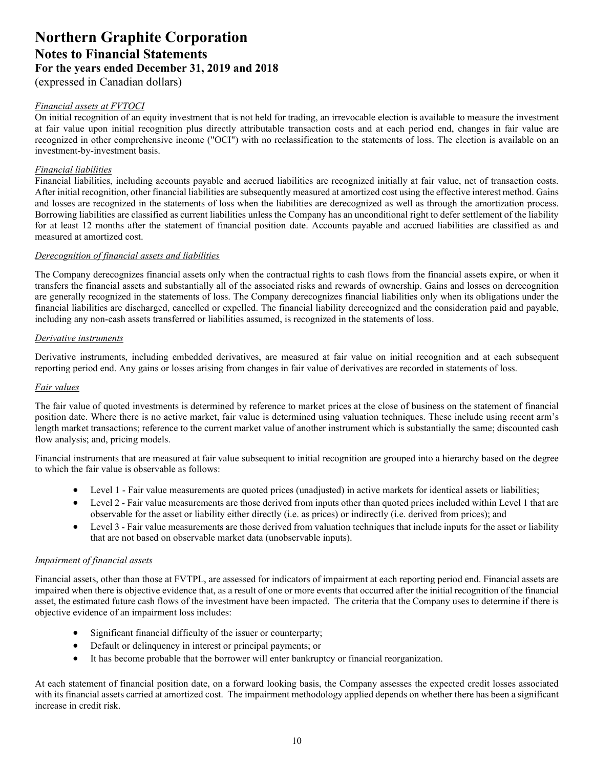*Financial assets at FVTOCI*

On initial recognition of an equity investment that is not held for trading, an irrevocable election is available to measure the investment at fair value upon initial recognition plus directly attributable transaction costs and at each period end, changes in fair value are recognized in other comprehensive income ("OCI") with no reclassification to the statements of loss. The election is available on an investment-by-investment basis.

*Financial liabilities*

Financial liabilities, including accounts payable and accrued liabilities are recognized initially at fair value, net of transaction costs. After initial recognition, other financial liabilities are subsequently measured at amortized cost using the effective interest method. Gains and losses are recognized in the statements of loss when the liabilities are derecognized as well as through the amortization process. Borrowing liabilities are classified as current liabilities unless the Company has an unconditional right to defer settlement of the liability for at least 12 months after the statement of financial position date. Accounts payable and accrued liabilities are classified as and measured at amortized cost.

*Derecognition of financial assets and liabilities*

The Company derecognizes financial assets only when the contractual rights to cash flows from the financial assets expire, or when it transfers the financial assets and substantially all of the associated risks and rewards of ownership. Gains and losses on derecognition are generally recognized in the statements of loss. The Company derecognizes financial liabilities only when its obligations under the financial liabilities are discharged, cancelled or expelled. The financial liability derecognized and the consideration paid and payable, including any non-cash assets transferred or liabilities assumed, is recognized in the statements of loss.

*Derivative instruments*

Derivative instruments, including embedded derivatives, are measured at fair value on initial recognition and at each subsequent reporting period end. Any gains or losses arising from changes in fair value of derivatives are recorded in statements of loss.

*Fair values*

The fair value of quoted investments is determined by reference to market prices at the close of business on the statement of financial position date. Where there is no active market, fair value is determined using valuation techniques. These include using recent arm's length market transactions; reference to the current market value of another instrument which is substantially the same; discounted cash flow analysis; and, pricing models.

Financial instruments that are measured at fair value subsequent to initial recognition are grouped into a hierarchy based on the degree to which the fair value is observable as follows:

- Level 1 - Fair value measurements are quoted prices (unadjusted) in active markets for identical assets or liabilities;
- Level 2 - Fair value measurements are those derived from inputs other than quoted prices included within Level 1 that are observable for the asset or liability either directly (i.e. as prices) or indirectly (i.e. derived from prices); and
- Level 3 - Fair value measurements are those derived from valuation techniques that include inputs for the asset or liability that are not based on observable market data (unobservable inputs).

*Impairment of financial assets*

Financial assets, other than those at FVTPL, are assessed for indicators of impairment at each reporting period end. Financial assets are impaired when there is objective evidence that, as a result of one or more events that occurred after the initial recognition of the financial asset, the estimated future cash flows of the investment have been impacted. The criteria that the Company uses to determine if there is objective evidence of an impairment loss includes:

- Significant financial difficulty of the issuer or counterparty;
- Default or delinquency in interest or principal payments; or
- It has become probable that the borrower will enter bankruptcy or financial reorganization.

At each statement of financial position date, on a forward looking basis, the Company assesses the expected credit losses associated with its financial assets carried at amortized cost. The impairment methodology applied depends on whether there has been a significant increase in credit risk.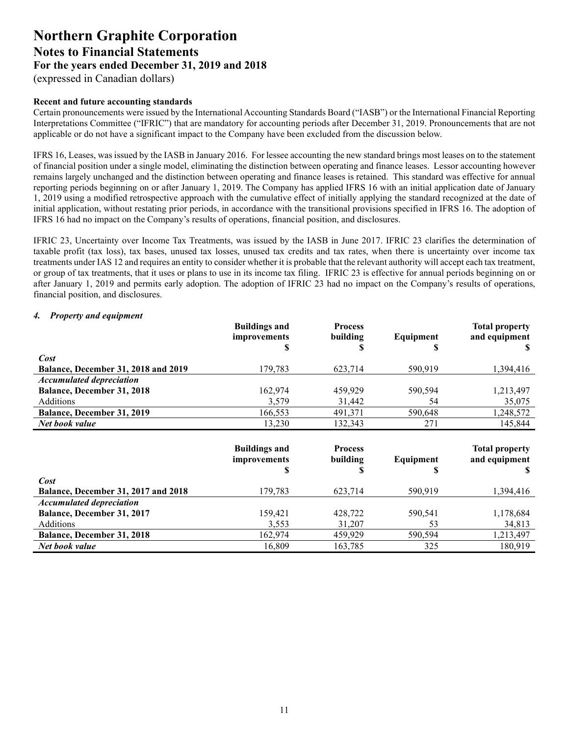# Northern Graphite Corporation
## Notes to Financial Statements
### For the years ended December 31, 2019 and 2018
(expressed in Canadian dollars)

**Recent and future accounting standards**

Certain pronouncements were issued by the International Accounting Standards Board ("IASB") or the International Financial Reporting Interpretations Committee ("IFRIC") that are mandatory for accounting periods after December 31, 2019. Pronouncements that are not applicable or do not have a significant impact to the Company have been excluded from the discussion below.

IFRS 16, Leases, was issued by the IASB in January 2016. For lessee accounting the new standard brings most leases on to the statement of financial position under a single model, eliminating the distinction between operating and finance leases. Lessor accounting however remains largely unchanged and the distinction between operating and finance leases is retained. This standard was effective for annual reporting periods beginning on or after January 1, 2019. The Company has applied IFRS 16 with an initial application date of January 1, 2019 using a modified retrospective approach with the cumulative effect of initially applying the standard recognized at the date of initial application, without restating prior periods, in accordance with the transitional provisions specified in IFRS 16. The adoption of IFRS 16 had no impact on the Company's results of operations, financial position, and disclosures.

IFRIC 23, Uncertainty over Income Tax Treatments, was issued by the IASB in June 2017. IFRIC 23 clarifies the determination of taxable profit (tax loss), tax bases, unused tax losses, unused tax credits and tax rates, when there is uncertainty over income tax treatments under IAS 12 and requires an entity to consider whether it is probable that the relevant authority will accept each tax treatment, or group of tax treatments, that it uses or plans to use in its income tax filing. IFRIC 23 is effective for annual periods beginning on or after January 1, 2019 and permits early adoption. The adoption of IFRIC 23 had no impact on the Company's results of operations, financial position, and disclosures.

### *4. Property and equipment*

| | Buildings and improvements $ | Process building $ | Equipment $ | Total property and equipment $ |
|---|---|---|---|---|
| ***Cost*** | | | | |
| **Balance, December 31, 2018 and 2019** | 179,783 | 623,714 | 590,919 | 1,394,416 |
| ***Accumulated depreciation*** | | | | |
| **Balance, December 31, 2018** | 162,974 | 459,929 | 590,594 | 1,213,497 |
| Additions | 3,579 | 31,442 | 54 | 35,075 |
| **Balance, December 31, 2019** | 166,553 | 491,371 | 590,648 | 1,248,572 |
| ***Net book value*** | 13,230 | 132,343 | 271 | 145,844 |

| | Buildings and improvements $ | Process building $ | Equipment $ | Total property and equipment $ |
|---|---|---|---|---|
| ***Cost*** | | | | |
| **Balance, December 31, 2017 and 2018** | 179,783 | 623,714 | 590,919 | 1,394,416 |
| ***Accumulated depreciation*** | | | | |
| **Balance, December 31, 2017** | 159,421 | 428,722 | 590,541 | 1,178,684 |
| Additions | 3,553 | 31,207 | 53 | 34,813 |
| **Balance, December 31, 2018** | 162,974 | 459,929 | 590,594 | 1,213,497 |
| ***Net book value*** | 16,809 | 163,785 | 325 | 180,919 |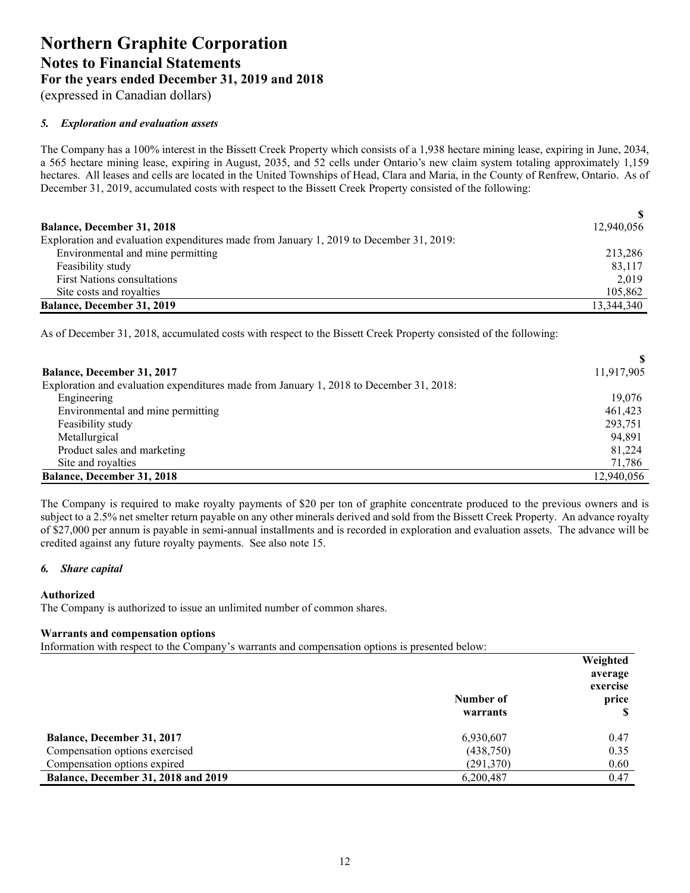# Northern Graphite Corporation
## Notes to Financial Statements
### For the years ended December 31, 2019 and 2018
(expressed in Canadian dollars)

### *5. Exploration and evaluation assets*

The Company has a 100% interest in the Bissett Creek Property which consists of a 1,938 hectare mining lease, expiring in June, 2034, a 565 hectare mining lease, expiring in August, 2035, and 52 cells under Ontario's new claim system totaling approximately 1,159 hectares. All leases and cells are located in the United Townships of Head, Clara and Maria, in the County of Renfrew, Ontario. As of December 31, 2019, accumulated costs with respect to the Bissett Creek Property consisted of the following:

| | $ |
|---|---|
| **Balance, December 31, 2018** | 12,940,056 |
| Exploration and evaluation expenditures made from January 1, 2019 to December 31, 2019: | |
| Environmental and mine permitting | 213,286 |
| Feasibility study | 83,117 |
| First Nations consultations | 2,019 |
| Site costs and royalties | 105,862 |
| **Balance, December 31, 2019** | 13,344,340 |

As of December 31, 2018, accumulated costs with respect to the Bissett Creek Property consisted of the following:

| | $ |
|---|---|
| **Balance, December 31, 2017** | 11,917,905 |
| Exploration and evaluation expenditures made from January 1, 2018 to December 31, 2018: | |
| Engineering | 19,076 |
| Environmental and mine permitting | 461,423 |
| Feasibility study | 293,751 |
| Metallurgical | 94,891 |
| Product sales and marketing | 81,224 |
| Site and royalties | 71,786 |
| **Balance, December 31, 2018** | 12,940,056 |

The Company is required to make royalty payments of $20 per ton of graphite concentrate produced to the previous owners and is subject to a 2.5% net smelter return payable on any other minerals derived and sold from the Bissett Creek Property. An advance royalty of $27,000 per annum is payable in semi-annual installments and is recorded in exploration and evaluation assets. The advance will be credited against any future royalty payments. See also note 15.

### *6. Share capital*

**Authorized**

The Company is authorized to issue an unlimited number of common shares.

**Warrants and compensation options**

Information with respect to the Company's warrants and compensation options is presented below:

| | Number of warrants | Weighted average exercise price $ |
|---|---|---|
| **Balance, December 31, 2017** | 6,930,607 | 0.47 |
| Compensation options exercised | (438,750) | 0.35 |
| Compensation options expired | (291,370) | 0.60 |
| **Balance, December 31, 2018 and 2019** | 6,200,487 | 0.47 |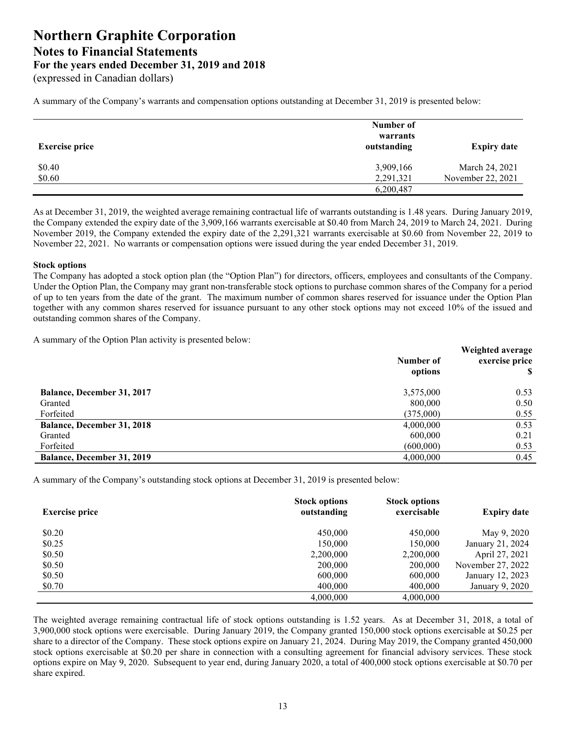A summary of the Company's warrants and compensation options outstanding at December 31, 2019 is presented below:

| Exercise price | Number of warrants outstanding | Expiry date |
|---|---|---|
| $0.40 | 3,909,166 | March 24, 2021 |
| $0.60 | 2,291,321 | November 22, 2021 |
| | 6,200,487 | |

As at December 31, 2019, the weighted average remaining contractual life of warrants outstanding is 1.48 years. During January 2019, the Company extended the expiry date of the 3,909,166 warrants exercisable at $0.40 from March 24, 2019 to March 24, 2021. During November 2019, the Company extended the expiry date of the 2,291,321 warrants exercisable at $0.60 from November 22, 2019 to November 22, 2021. No warrants or compensation options were issued during the year ended December 31, 2019.

**Stock options**

The Company has adopted a stock option plan (the "Option Plan") for directors, officers, employees and consultants of the Company. Under the Option Plan, the Company may grant non-transferable stock options to purchase common shares of the Company for a period of up to ten years from the date of the grant. The maximum number of common shares reserved for issuance under the Option Plan together with any common shares reserved for issuance pursuant to any other stock options may not exceed 10% of the issued and outstanding common shares of the Company.

A summary of the Option Plan activity is presented below:

| | Number of options | Weighted average exercise price $ |
|---|---|---|
| **Balance, December 31, 2017** | 3,575,000 | 0.53 |
| Granted | 800,000 | 0.50 |
| Forfeited | (375,000) | 0.55 |
| **Balance, December 31, 2018** | 4,000,000 | 0.53 |
| Granted | 600,000 | 0.21 |
| Forfeited | (600,000) | 0.53 |
| **Balance, December 31, 2019** | 4,000,000 | 0.45 |

A summary of the Company's outstanding stock options at December 31, 2019 is presented below:

| Exercise price | Stock options outstanding | Stock options exercisable | Expiry date |
|---|---|---|---|
| $0.20 | 450,000 | 450,000 | May 9, 2020 |
| $0.25 | 150,000 | 150,000 | January 21, 2024 |
| $0.50 | 2,200,000 | 2,200,000 | April 27, 2021 |
| $0.50 | 200,000 | 200,000 | November 27, 2022 |
| $0.50 | 600,000 | 600,000 | January 12, 2023 |
| $0.70 | 400,000 | 400,000 | January 9, 2020 |
| | 4,000,000 | 4,000,000 | |

The weighted average remaining contractual life of stock options outstanding is 1.52 years. As at December 31, 2018, a total of 3,900,000 stock options were exercisable. During January 2019, the Company granted 150,000 stock options exercisable at $0.25 per share to a director of the Company. These stock options expire on January 21, 2024. During May 2019, the Company granted 450,000 stock options exercisable at $0.20 per share in connection with a consulting agreement for financial advisory services. These stock options expire on May 9, 2020. Subsequent to year end, during January 2020, a total of 400,000 stock options exercisable at $0.70 per share expired.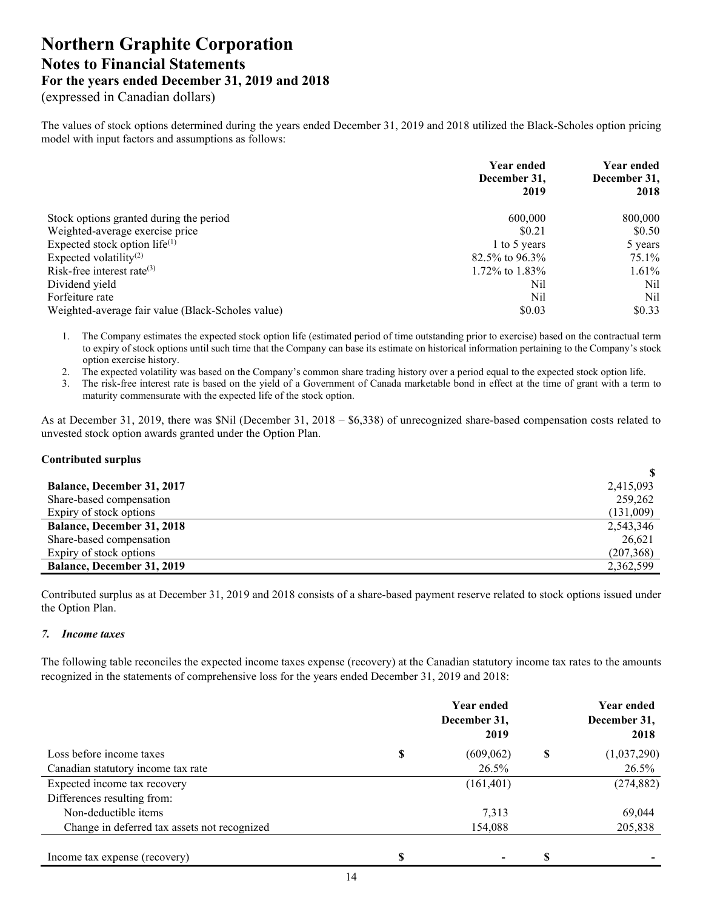The values of stock options determined during the years ended December 31, 2019 and 2018 utilized the Black-Scholes option pricing model with input factors and assumptions as follows:

| | Year ended December 31, 2019 | Year ended December 31, 2018 |
|---|---|---|
| Stock options granted during the period | 600,000 | 800,000 |
| Weighted-average exercise price | \$0.21 | \$0.50 |
| Expected stock option life[(1)] | 1 to 5 years | 5 years |
| Expected volatility[(2)] | 82.5% to 96.3% | 75.1% |
| Risk-free interest rate[(3)] | 1.72% to 1.83% | 1.61% |
| Dividend yield | Nil | Nil |
| Forfeiture rate | Nil | Nil |
| Weighted-average fair value (Black-Scholes value) | \$0.03 | \$0.33 |

1. The Company estimates the expected stock option life (estimated period of time outstanding prior to exercise) based on the contractual term to expiry of stock options until such time that the Company can base its estimate on historical information pertaining to the Company's stock option exercise history.
2. The expected volatility was based on the Company's common share trading history over a period equal to the expected stock option life.
3. The risk-free interest rate is based on the yield of a Government of Canada marketable bond in effect at the time of grant with a term to maturity commensurate with the expected life of the stock option.

As at December 31, 2019, there was \$Nil (December 31, 2018 – \$6,338) of unrecognized share-based compensation costs related to unvested stock option awards granted under the Option Plan.

**Contributed surplus**

| | \$ |
|---|---|
| **Balance, December 31, 2017** | 2,415,093 |
| Share-based compensation | 259,262 |
| Expiry of stock options | (131,009) |
| **Balance, December 31, 2018** | 2,543,346 |
| Share-based compensation | 26,621 |
| Expiry of stock options | (207,368) |
| **Balance, December 31, 2019** | 2,362,599 |

Contributed surplus as at December 31, 2019 and 2018 consists of a share-based payment reserve related to stock options issued under the Option Plan.

### *7. Income taxes*

The following table reconciles the expected income taxes expense (recovery) at the Canadian statutory income tax rates to the amounts recognized in the statements of comprehensive loss for the years ended December 31, 2019 and 2018:

| | Year ended December 31, 2019 | Year ended December 31, 2018 |
|---|---|---|
| Loss before income taxes | \$ (609,062) | \$ (1,037,290) |
| Canadian statutory income tax rate | 26.5% | 26.5% |
| Expected income tax recovery | (161,401) | (274,882) |
| Differences resulting from: | | |
| Non-deductible items | 7,313 | 69,044 |
| Change in deferred tax assets not recognized | 154,088 | 205,838 |
| Income tax expense (recovery) | \$ - | \$ - |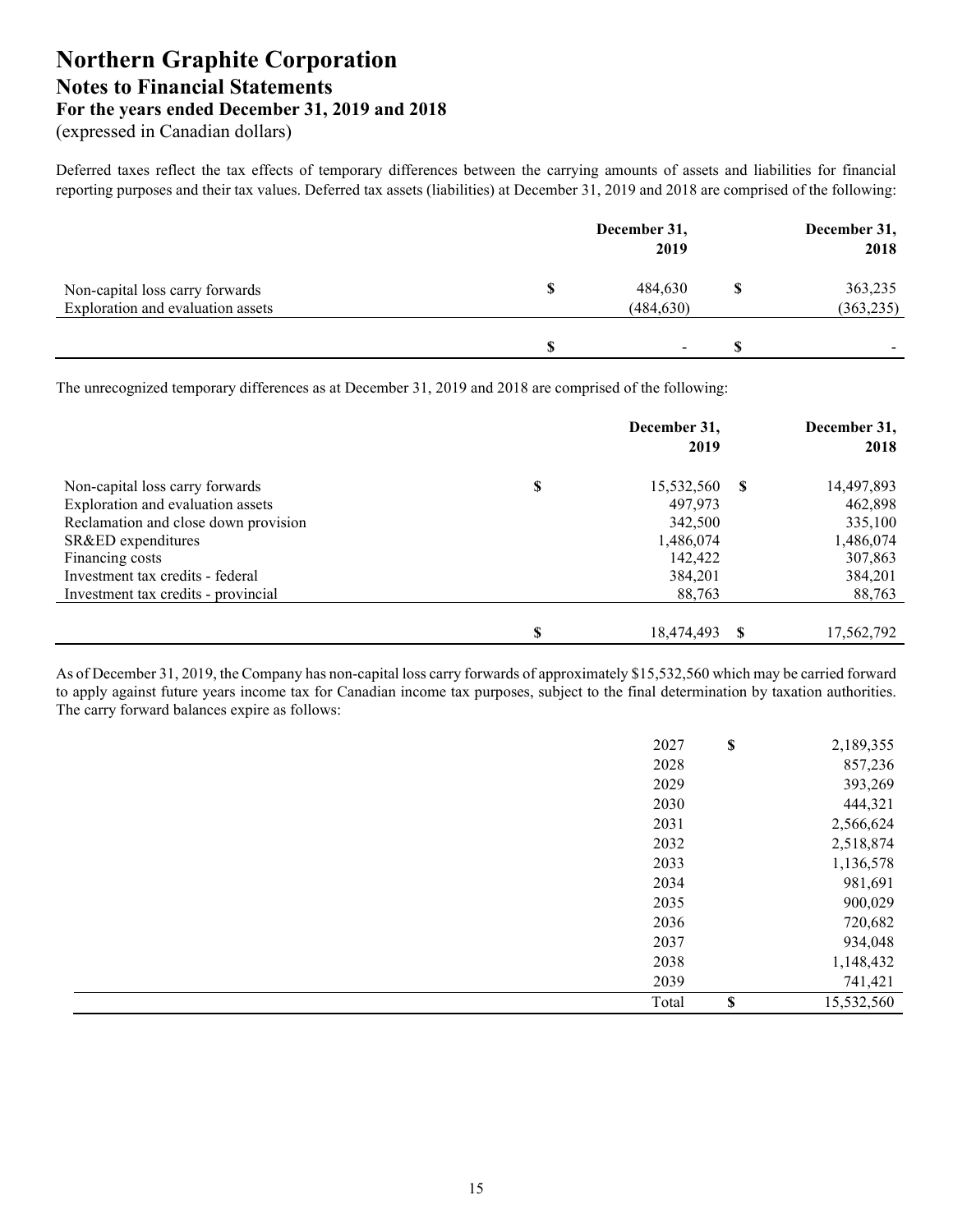# Northern Graphite Corporation
## Notes to Financial Statements
### For the years ended December 31, 2019 and 2018
(expressed in Canadian dollars)

Deferred taxes reflect the tax effects of temporary differences between the carrying amounts of assets and liabilities for financial reporting purposes and their tax values. Deferred tax assets (liabilities) at December 31, 2019 and 2018 are comprised of the following:

| | | December 31, 2019 | | December 31, 2018 |
|---|---|---|---|---|
| Non-capital loss carry forwards | $ | 484,630 | $ | 363,235 |
| Exploration and evaluation assets | | (484,630) | | (363,235) |
| | $ | - | $ | - |

The unrecognized temporary differences as at December 31, 2019 and 2018 are comprised of the following:

| | | December 31, 2019 | | December 31, 2018 |
|---|---|---|---|---|
| Non-capital loss carry forwards | $ | 15,532,560 | $ | 14,497,893 |
| Exploration and evaluation assets | | 497,973 | | 462,898 |
| Reclamation and close down provision | | 342,500 | | 335,100 |
| SR&ED expenditures | | 1,486,074 | | 1,486,074 |
| Financing costs | | 142,422 | | 307,863 |
| Investment tax credits - federal | | 384,201 | | 384,201 |
| Investment tax credits - provincial | | 88,763 | | 88,763 |
| | $ | 18,474,493 | $ | 17,562,792 |

As of December 31, 2019, the Company has non-capital loss carry forwards of approximately $15,532,560 which may be carried forward to apply against future years income tax for Canadian income tax purposes, subject to the final determination by taxation authorities. The carry forward balances expire as follows:

| | | |
|---|---|---|
| 2027 | $ | 2,189,355 |
| 2028 | | 857,236 |
| 2029 | | 393,269 |
| 2030 | | 444,321 |
| 2031 | | 2,566,624 |
| 2032 | | 2,518,874 |
| 2033 | | 1,136,578 |
| 2034 | | 981,691 |
| 2035 | | 900,029 |
| 2036 | | 720,682 |
| 2037 | | 934,048 |
| 2038 | | 1,148,432 |
| 2039 | | 741,421 |
| Total | $ | 15,532,560 |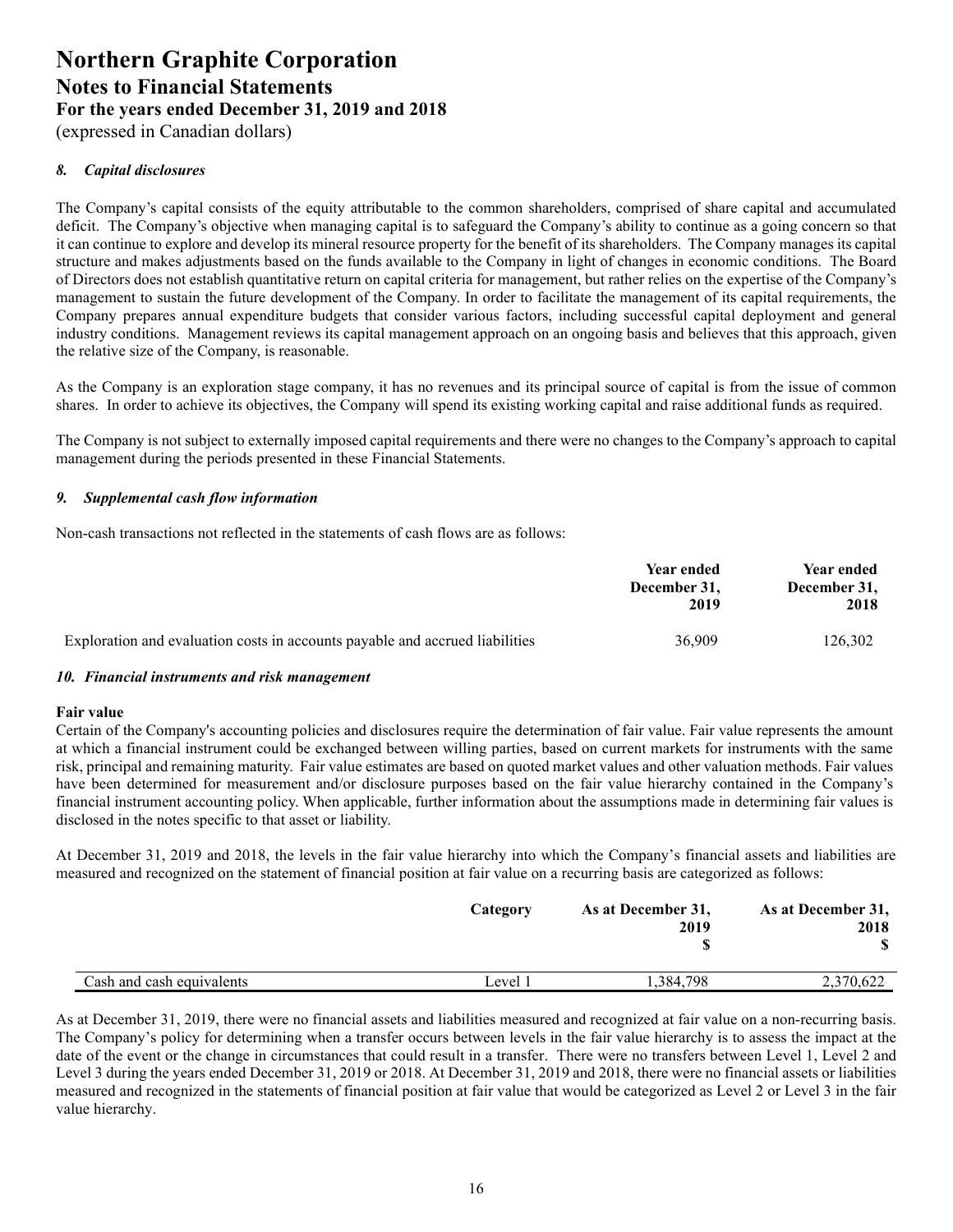### *8. Capital disclosures*

The Company's capital consists of the equity attributable to the common shareholders, comprised of share capital and accumulated deficit. The Company's objective when managing capital is to safeguard the Company's ability to continue as a going concern so that it can continue to explore and develop its mineral resource property for the benefit of its shareholders. The Company manages its capital structure and makes adjustments based on the funds available to the Company in light of changes in economic conditions. The Board of Directors does not establish quantitative return on capital criteria for management, but rather relies on the expertise of the Company's management to sustain the future development of the Company. In order to facilitate the management of its capital requirements, the Company prepares annual expenditure budgets that consider various factors, including successful capital deployment and general industry conditions. Management reviews its capital management approach on an ongoing basis and believes that this approach, given the relative size of the Company, is reasonable.

As the Company is an exploration stage company, it has no revenues and its principal source of capital is from the issue of common shares. In order to achieve its objectives, the Company will spend its existing working capital and raise additional funds as required.

The Company is not subject to externally imposed capital requirements and there were no changes to the Company's approach to capital management during the periods presented in these Financial Statements.

### *9. Supplemental cash flow information*

Non-cash transactions not reflected in the statements of cash flows are as follows:

| | Year ended December 31, 2019 | Year ended December 31, 2018 |
|---|---|---|
| Exploration and evaluation costs in accounts payable and accrued liabilities | 36,909 | 126,302 |

### *10. Financial instruments and risk management*

**Fair value**

Certain of the Company's accounting policies and disclosures require the determination of fair value. Fair value represents the amount at which a financial instrument could be exchanged between willing parties, based on current markets for instruments with the same risk, principal and remaining maturity. Fair value estimates are based on quoted market values and other valuation methods. Fair values have been determined for measurement and/or disclosure purposes based on the fair value hierarchy contained in the Company's financial instrument accounting policy. When applicable, further information about the assumptions made in determining fair values is disclosed in the notes specific to that asset or liability.

At December 31, 2019 and 2018, the levels in the fair value hierarchy into which the Company's financial assets and liabilities are measured and recognized on the statement of financial position at fair value on a recurring basis are categorized as follows:

| | Category | As at December 31, 2019 $ | As at December 31, 2018 $ |
|---|---|---|---|
| Cash and cash equivalents | Level 1 | 1,384,798 | 2,370,622 |

As at December 31, 2019, there were no financial assets and liabilities measured and recognized at fair value on a non-recurring basis. The Company's policy for determining when a transfer occurs between levels in the fair value hierarchy is to assess the impact at the date of the event or the change in circumstances that could result in a transfer. There were no transfers between Level 1, Level 2 and Level 3 during the years ended December 31, 2019 or 2018. At December 31, 2019 and 2018, there were no financial assets or liabilities measured and recognized in the statements of financial position at fair value that would be categorized as Level 2 or Level 3 in the fair value hierarchy.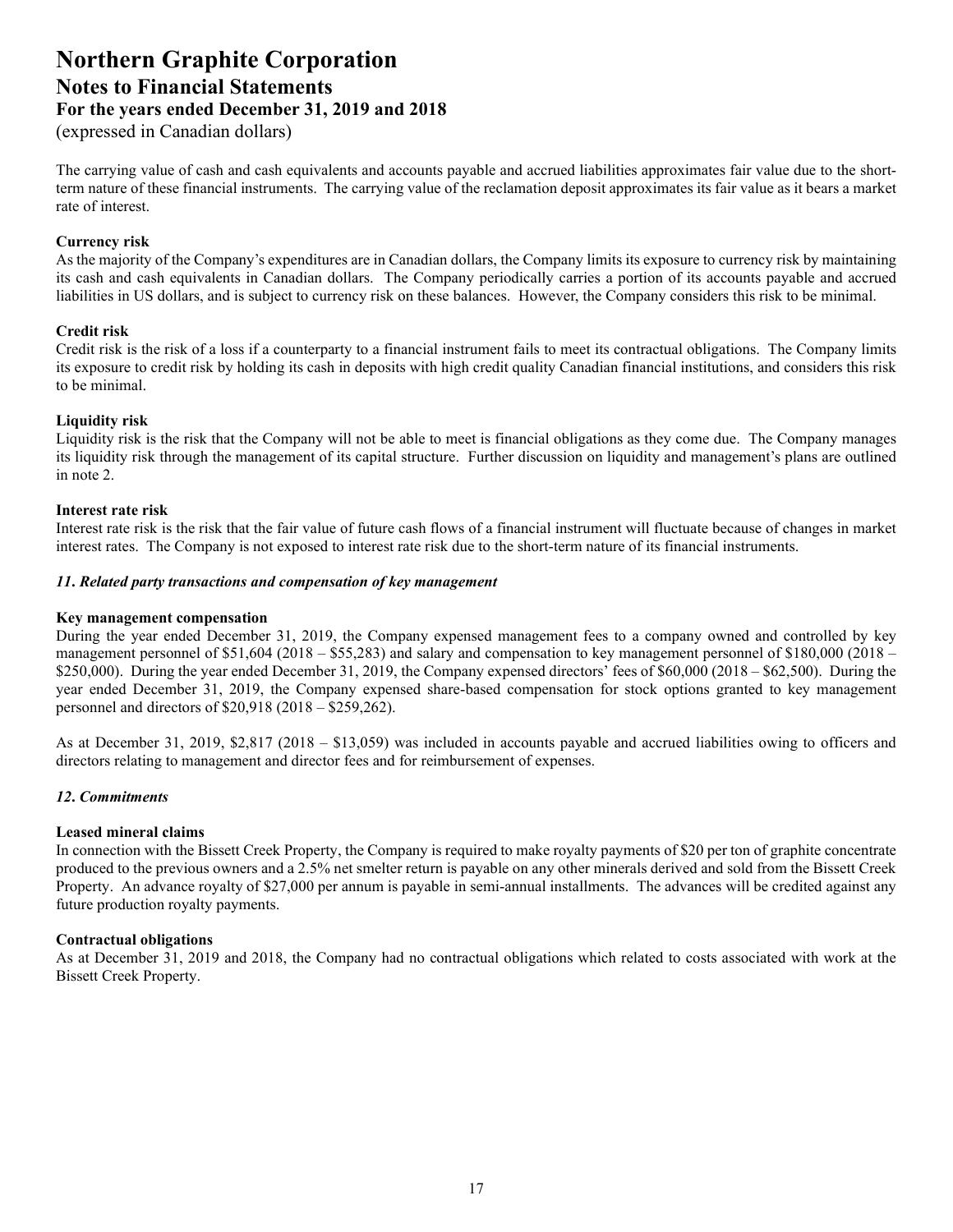The carrying value of cash and cash equivalents and accounts payable and accrued liabilities approximates fair value due to the short-term nature of these financial instruments. The carrying value of the reclamation deposit approximates its fair value as it bears a market rate of interest.

**Currency risk**
As the majority of the Company's expenditures are in Canadian dollars, the Company limits its exposure to currency risk by maintaining its cash and cash equivalents in Canadian dollars. The Company periodically carries a portion of its accounts payable and accrued liabilities in US dollars, and is subject to currency risk on these balances. However, the Company considers this risk to be minimal.

**Credit risk**
Credit risk is the risk of a loss if a counterparty to a financial instrument fails to meet its contractual obligations. The Company limits its exposure to credit risk by holding its cash in deposits with high credit quality Canadian financial institutions, and considers this risk to be minimal.

**Liquidity risk**
Liquidity risk is the risk that the Company will not be able to meet is financial obligations as they come due. The Company manages its liquidity risk through the management of its capital structure. Further discussion on liquidity and management's plans are outlined in note 2.

**Interest rate risk**
Interest rate risk is the risk that the fair value of future cash flows of a financial instrument will fluctuate because of changes in market interest rates. The Company is not exposed to interest rate risk due to the short-term nature of its financial instruments.

### *11. Related party transactions and compensation of key management*

**Key management compensation**
During the year ended December 31, 2019, the Company expensed management fees to a company owned and controlled by key management personnel of $51,604 (2018 – $55,283) and salary and compensation to key management personnel of $180,000 (2018 – $250,000). During the year ended December 31, 2019, the Company expensed directors' fees of $60,000 (2018 – $62,500). During the year ended December 31, 2019, the Company expensed share-based compensation for stock options granted to key management personnel and directors of $20,918 (2018 – $259,262).

As at December 31, 2019, $2,817 (2018 – $13,059) was included in accounts payable and accrued liabilities owing to officers and directors relating to management and director fees and for reimbursement of expenses.

### *12. Commitments*

**Leased mineral claims**
In connection with the Bissett Creek Property, the Company is required to make royalty payments of $20 per ton of graphite concentrate produced to the previous owners and a 2.5% net smelter return is payable on any other minerals derived and sold from the Bissett Creek Property. An advance royalty of $27,000 per annum is payable in semi-annual installments. The advances will be credited against any future production royalty payments.

**Contractual obligations**
As at December 31, 2019 and 2018, the Company had no contractual obligations which related to costs associated with work at the Bissett Creek Property.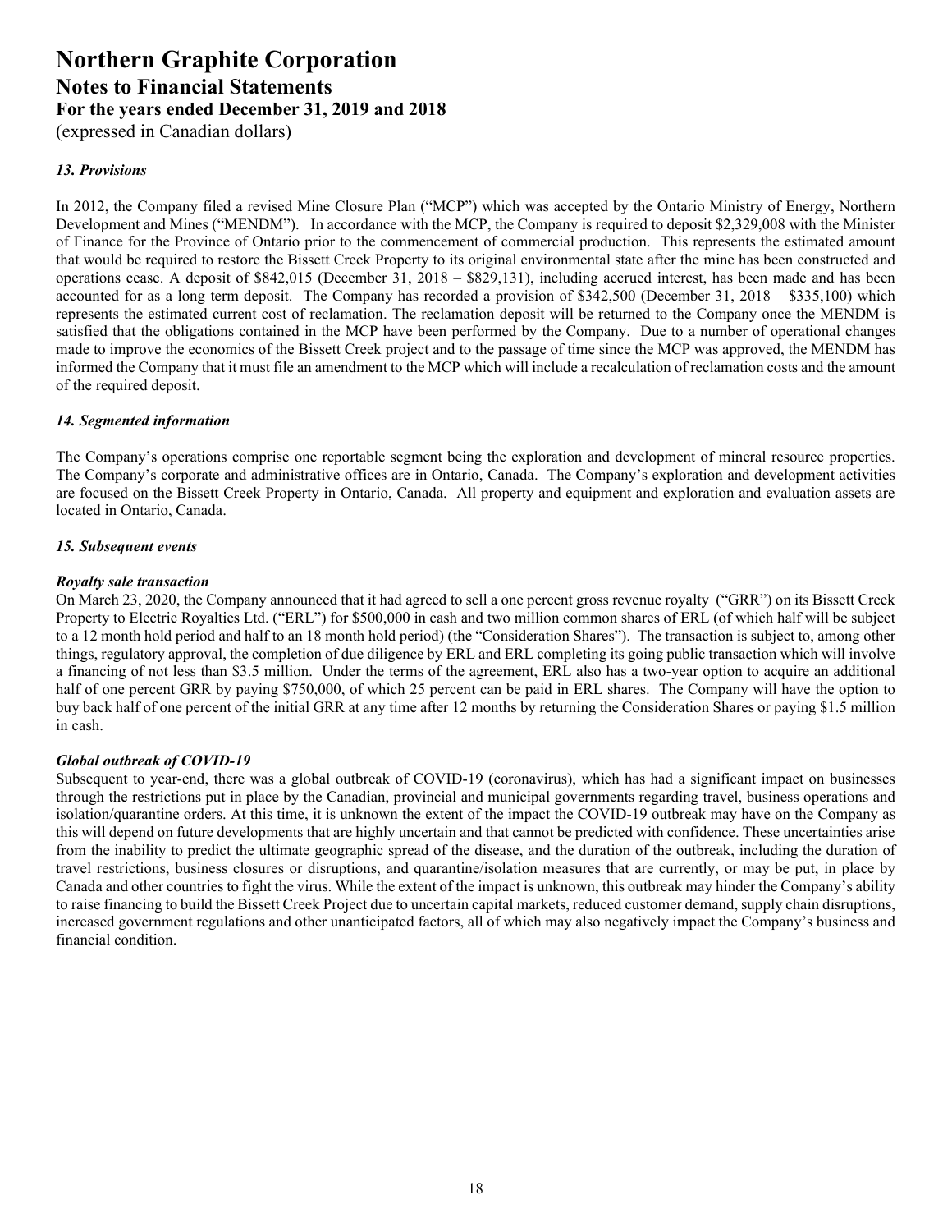### *13. Provisions*

In 2012, the Company filed a revised Mine Closure Plan ("MCP") which was accepted by the Ontario Ministry of Energy, Northern Development and Mines ("MENDM"). In accordance with the MCP, the Company is required to deposit $2,329,008 with the Minister of Finance for the Province of Ontario prior to the commencement of commercial production. This represents the estimated amount that would be required to restore the Bissett Creek Property to its original environmental state after the mine has been constructed and operations cease. A deposit of $842,015 (December 31, 2018 – $829,131), including accrued interest, has been made and has been accounted for as a long term deposit. The Company has recorded a provision of $342,500 (December 31, 2018 – $335,100) which represents the estimated current cost of reclamation. The reclamation deposit will be returned to the Company once the MENDM is satisfied that the obligations contained in the MCP have been performed by the Company. Due to a number of operational changes made to improve the economics of the Bissett Creek project and to the passage of time since the MCP was approved, the MENDM has informed the Company that it must file an amendment to the MCP which will include a recalculation of reclamation costs and the amount of the required deposit.

### *14. Segmented information*

The Company's operations comprise one reportable segment being the exploration and development of mineral resource properties. The Company's corporate and administrative offices are in Ontario, Canada. The Company's exploration and development activities are focused on the Bissett Creek Property in Ontario, Canada. All property and equipment and exploration and evaluation assets are located in Ontario, Canada.

### *15. Subsequent events*

#### *Royalty sale transaction*

On March 23, 2020, the Company announced that it had agreed to sell a one percent gross revenue royalty ("GRR") on its Bissett Creek Property to Electric Royalties Ltd. ("ERL") for $500,000 in cash and two million common shares of ERL (of which half will be subject to a 12 month hold period and half to an 18 month hold period) (the "Consideration Shares"). The transaction is subject to, among other things, regulatory approval, the completion of due diligence by ERL and ERL completing its going public transaction which will involve a financing of not less than $3.5 million. Under the terms of the agreement, ERL also has a two-year option to acquire an additional half of one percent GRR by paying $750,000, of which 25 percent can be paid in ERL shares. The Company will have the option to buy back half of one percent of the initial GRR at any time after 12 months by returning the Consideration Shares or paying $1.5 million in cash.

#### *Global outbreak of COVID-19*

Subsequent to year-end, there was a global outbreak of COVID-19 (coronavirus), which has had a significant impact on businesses through the restrictions put in place by the Canadian, provincial and municipal governments regarding travel, business operations and isolation/quarantine orders. At this time, it is unknown the extent of the impact the COVID-19 outbreak may have on the Company as this will depend on future developments that are highly uncertain and that cannot be predicted with confidence. These uncertainties arise from the inability to predict the ultimate geographic spread of the disease, and the duration of the outbreak, including the duration of travel restrictions, business closures or disruptions, and quarantine/isolation measures that are currently, or may be put, in place by Canada and other countries to fight the virus. While the extent of the impact is unknown, this outbreak may hinder the Company's ability to raise financing to build the Bissett Creek Project due to uncertain capital markets, reduced customer demand, supply chain disruptions, increased government regulations and other unanticipated factors, all of which may also negatively impact the Company's business and financial condition.